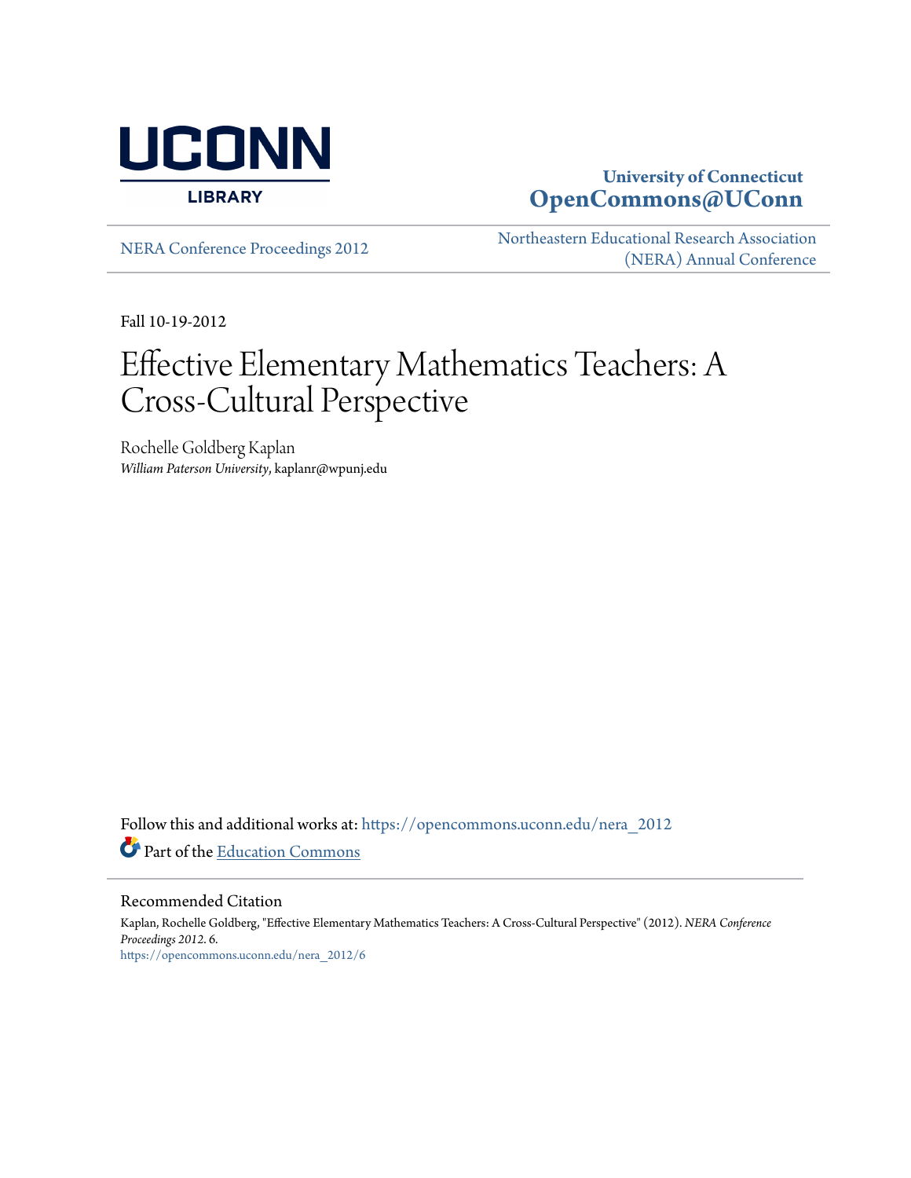University of Connecticut
**OpenCommons@UConn**

NERA Conference Proceedings 2012

Northeastern Educational Research Association (NERA) Annual Conference

Fall 10-19-2012

# Effective Elementary Mathematics Teachers: A Cross-Cultural Perspective

Rochelle Goldberg Kaplan
*William Paterson University*, kaplanr@wpunj.edu

Follow this and additional works at: https://opencommons.uconn.edu/nera_2012

Part of the Education Commons

## Recommended Citation

Kaplan, Rochelle Goldberg, "Effective Elementary Mathematics Teachers: A Cross-Cultural Perspective" (2012). *NERA Conference Proceedings 2012*. 6.
https://opencommons.uconn.edu/nera_2012/6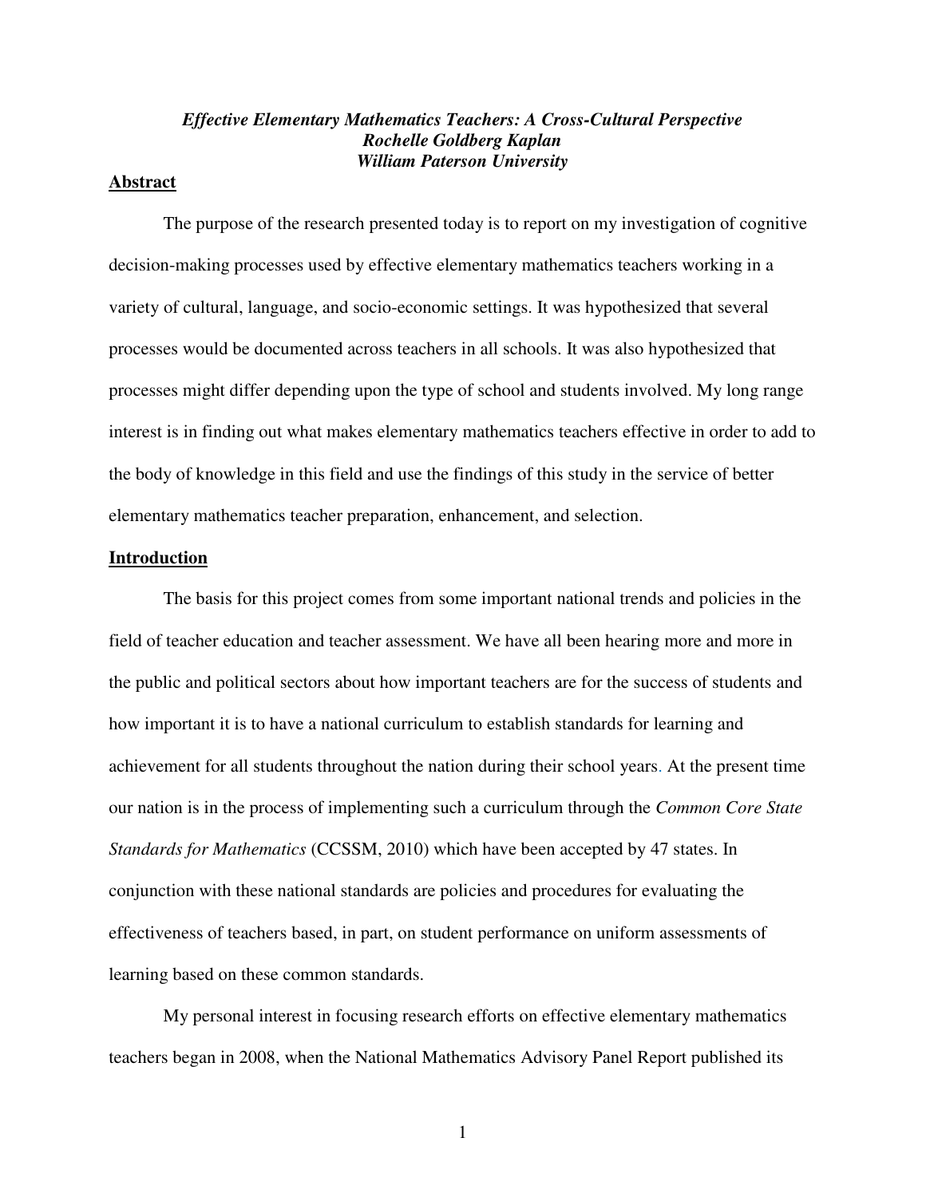*Effective Elementary Mathematics Teachers: A Cross-Cultural Perspective*
*Rochelle Goldberg Kaplan*
*William Paterson University*

## Abstract

The purpose of the research presented today is to report on my investigation of cognitive decision-making processes used by effective elementary mathematics teachers working in a variety of cultural, language, and socio-economic settings. It was hypothesized that several processes would be documented across teachers in all schools. It was also hypothesized that processes might differ depending upon the type of school and students involved. My long range interest is in finding out what makes elementary mathematics teachers effective in order to add to the body of knowledge in this field and use the findings of this study in the service of better elementary mathematics teacher preparation, enhancement, and selection.

## Introduction

The basis for this project comes from some important national trends and policies in the field of teacher education and teacher assessment. We have all been hearing more and more in the public and political sectors about how important teachers are for the success of students and how important it is to have a national curriculum to establish standards for learning and achievement for all students throughout the nation during their school years. At the present time our nation is in the process of implementing such a curriculum through the *Common Core State Standards for Mathematics* (CCSSM, 2010) which have been accepted by 47 states. In conjunction with these national standards are policies and procedures for evaluating the effectiveness of teachers based, in part, on student performance on uniform assessments of learning based on these common standards.

My personal interest in focusing research efforts on effective elementary mathematics teachers began in 2008, when the National Mathematics Advisory Panel Report published its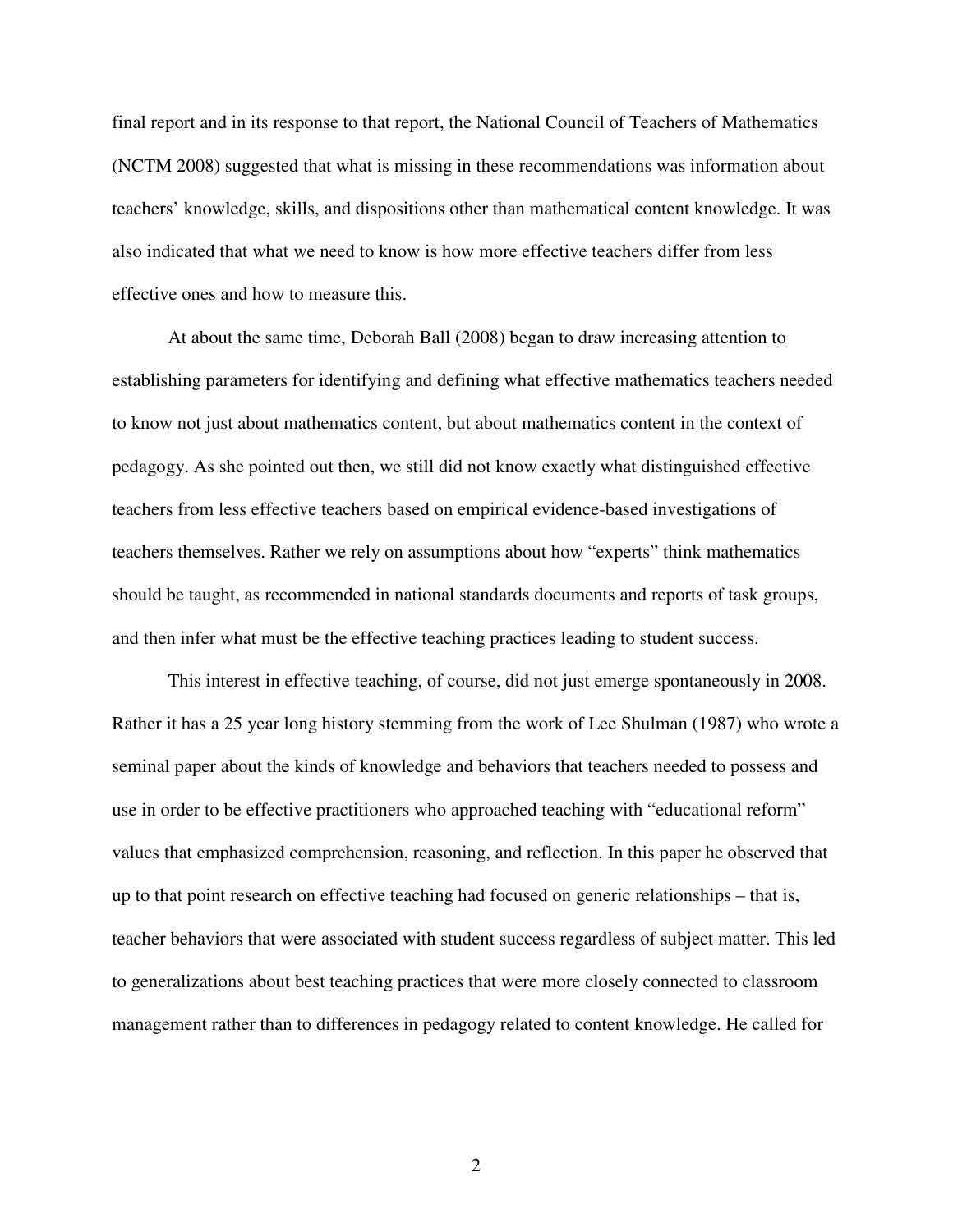final report and in its response to that report, the National Council of Teachers of Mathematics (NCTM 2008) suggested that what is missing in these recommendations was information about teachers' knowledge, skills, and dispositions other than mathematical content knowledge. It was also indicated that what we need to know is how more effective teachers differ from less effective ones and how to measure this.

At about the same time, Deborah Ball (2008) began to draw increasing attention to establishing parameters for identifying and defining what effective mathematics teachers needed to know not just about mathematics content, but about mathematics content in the context of pedagogy. As she pointed out then, we still did not know exactly what distinguished effective teachers from less effective teachers based on empirical evidence-based investigations of teachers themselves. Rather we rely on assumptions about how "experts" think mathematics should be taught, as recommended in national standards documents and reports of task groups, and then infer what must be the effective teaching practices leading to student success.

This interest in effective teaching, of course, did not just emerge spontaneously in 2008. Rather it has a 25 year long history stemming from the work of Lee Shulman (1987) who wrote a seminal paper about the kinds of knowledge and behaviors that teachers needed to possess and use in order to be effective practitioners who approached teaching with "educational reform" values that emphasized comprehension, reasoning, and reflection. In this paper he observed that up to that point research on effective teaching had focused on generic relationships – that is, teacher behaviors that were associated with student success regardless of subject matter. This led to generalizations about best teaching practices that were more closely connected to classroom management rather than to differences in pedagogy related to content knowledge. He called for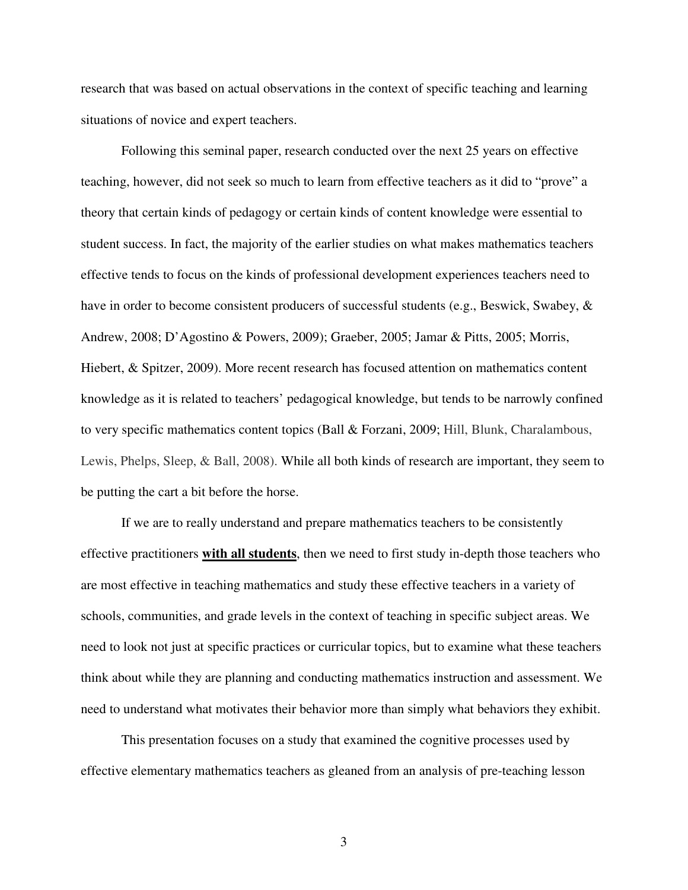research that was based on actual observations in the context of specific teaching and learning situations of novice and expert teachers.

Following this seminal paper, research conducted over the next 25 years on effective teaching, however, did not seek so much to learn from effective teachers as it did to "prove" a theory that certain kinds of pedagogy or certain kinds of content knowledge were essential to student success. In fact, the majority of the earlier studies on what makes mathematics teachers effective tends to focus on the kinds of professional development experiences teachers need to have in order to become consistent producers of successful students (e.g., Beswick, Swabey, & Andrew, 2008; D'Agostino & Powers, 2009); Graeber, 2005; Jamar & Pitts, 2005; Morris, Hiebert, & Spitzer, 2009). More recent research has focused attention on mathematics content knowledge as it is related to teachers' pedagogical knowledge, but tends to be narrowly confined to very specific mathematics content topics (Ball & Forzani, 2009; Hill, Blunk, Charalambous, Lewis, Phelps, Sleep, & Ball, 2008). While all both kinds of research are important, they seem to be putting the cart a bit before the horse.

If we are to really understand and prepare mathematics teachers to be consistently effective practitioners **with all students**, then we need to first study in-depth those teachers who are most effective in teaching mathematics and study these effective teachers in a variety of schools, communities, and grade levels in the context of teaching in specific subject areas. We need to look not just at specific practices or curricular topics, but to examine what these teachers think about while they are planning and conducting mathematics instruction and assessment. We need to understand what motivates their behavior more than simply what behaviors they exhibit.

This presentation focuses on a study that examined the cognitive processes used by effective elementary mathematics teachers as gleaned from an analysis of pre-teaching lesson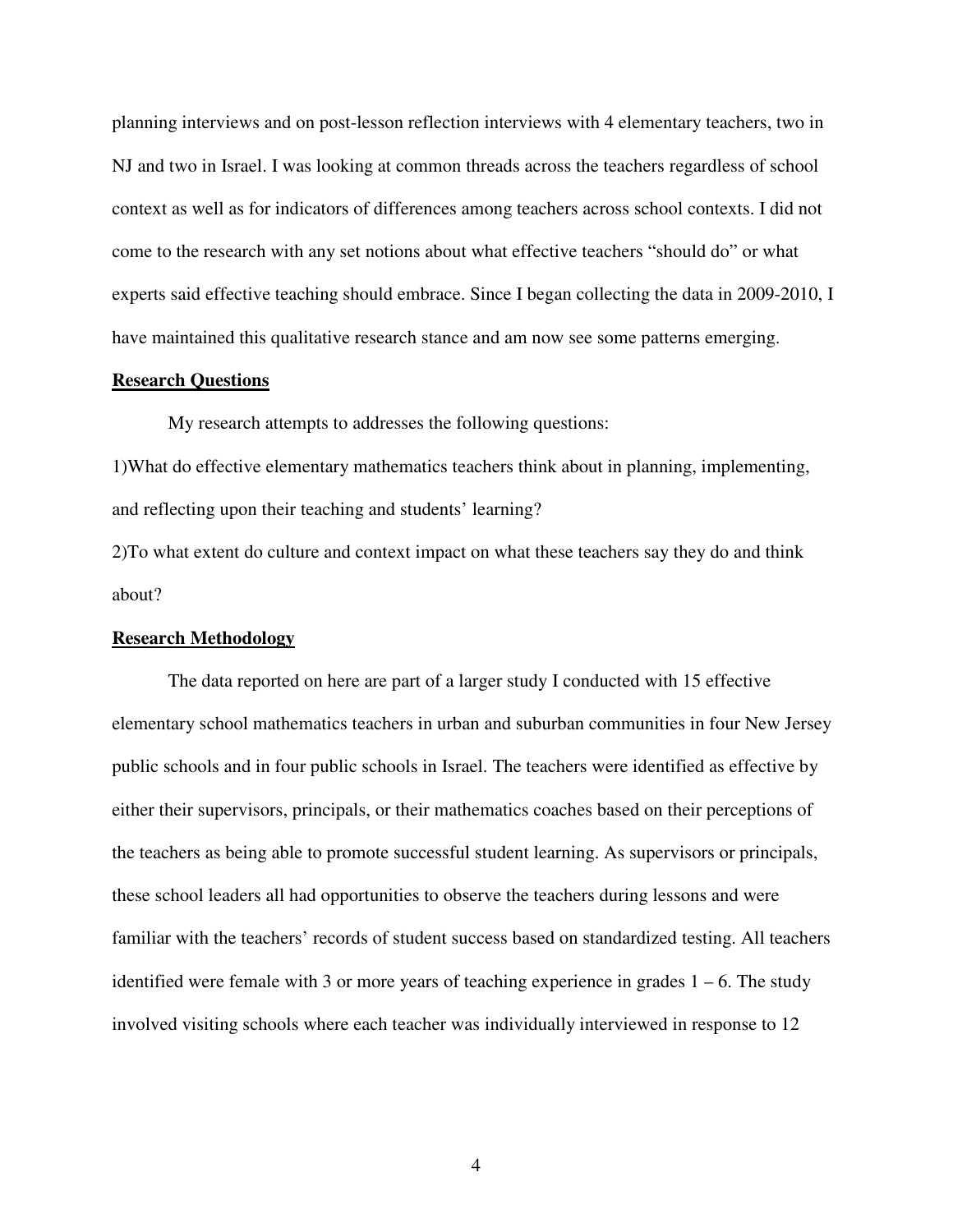planning interviews and on post-lesson reflection interviews with 4 elementary teachers, two in NJ and two in Israel. I was looking at common threads across the teachers regardless of school context as well as for indicators of differences among teachers across school contexts. I did not come to the research with any set notions about what effective teachers "should do" or what experts said effective teaching should embrace. Since I began collecting the data in 2009-2010, I have maintained this qualitative research stance and am now see some patterns emerging.

**Research Questions**

My research attempts to addresses the following questions:

1)What do effective elementary mathematics teachers think about in planning, implementing, and reflecting upon their teaching and students' learning?

2)To what extent do culture and context impact on what these teachers say they do and think about?

**Research Methodology**

The data reported on here are part of a larger study I conducted with 15 effective elementary school mathematics teachers in urban and suburban communities in four New Jersey public schools and in four public schools in Israel. The teachers were identified as effective by either their supervisors, principals, or their mathematics coaches based on their perceptions of the teachers as being able to promote successful student learning. As supervisors or principals, these school leaders all had opportunities to observe the teachers during lessons and were familiar with the teachers' records of student success based on standardized testing. All teachers identified were female with 3 or more years of teaching experience in grades 1 – 6. The study involved visiting schools where each teacher was individually interviewed in response to 12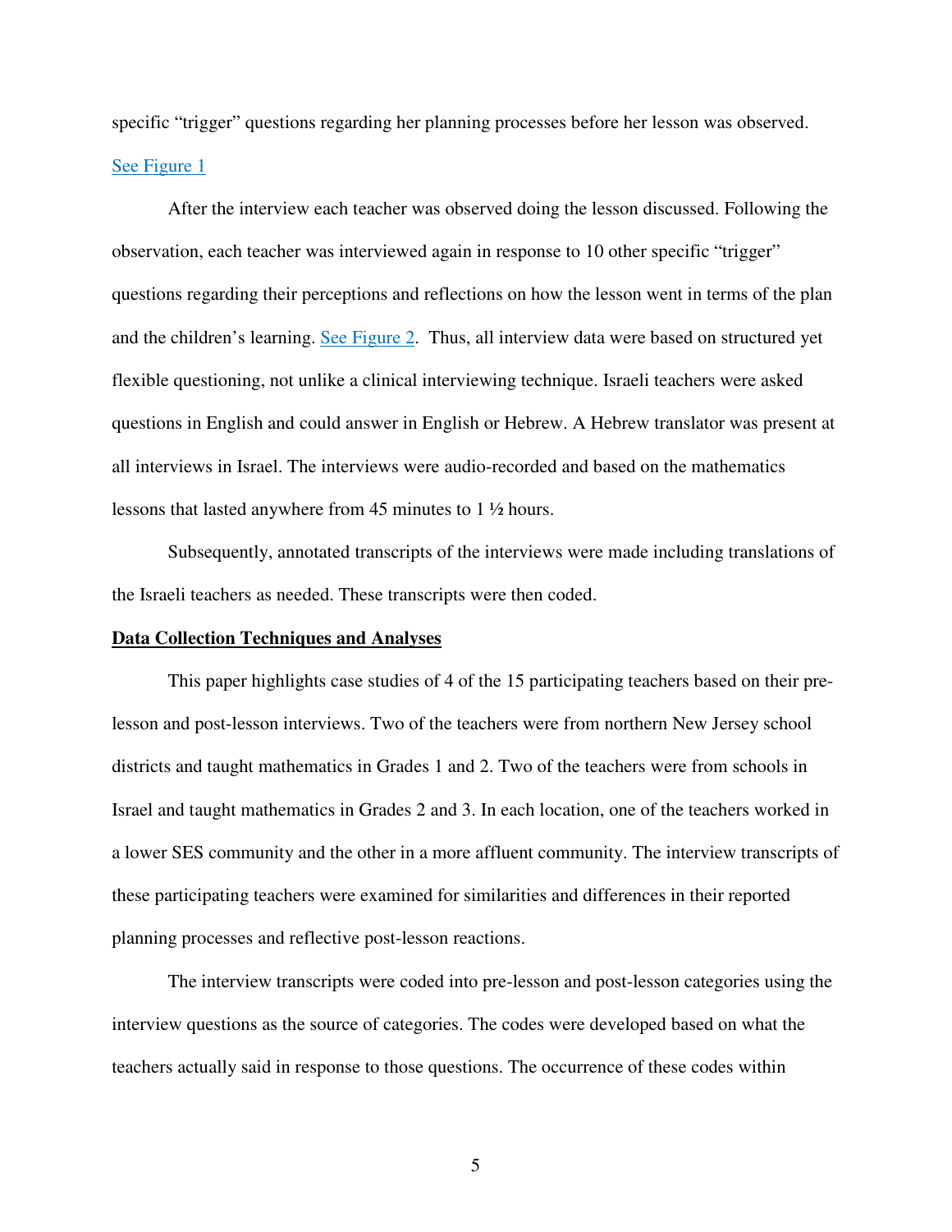specific "trigger" questions regarding her planning processes before her lesson was observed. See Figure 1

After the interview each teacher was observed doing the lesson discussed. Following the observation, each teacher was interviewed again in response to 10 other specific "trigger" questions regarding their perceptions and reflections on how the lesson went in terms of the plan and the children's learning. See Figure 2. Thus, all interview data were based on structured yet flexible questioning, not unlike a clinical interviewing technique. Israeli teachers were asked questions in English and could answer in English or Hebrew. A Hebrew translator was present at all interviews in Israel. The interviews were audio-recorded and based on the mathematics lessons that lasted anywhere from 45 minutes to 1 ½ hours.

Subsequently, annotated transcripts of the interviews were made including translations of the Israeli teachers as needed. These transcripts were then coded.

## Data Collection Techniques and Analyses

This paper highlights case studies of 4 of the 15 participating teachers based on their pre-lesson and post-lesson interviews. Two of the teachers were from northern New Jersey school districts and taught mathematics in Grades 1 and 2. Two of the teachers were from schools in Israel and taught mathematics in Grades 2 and 3. In each location, one of the teachers worked in a lower SES community and the other in a more affluent community. The interview transcripts of these participating teachers were examined for similarities and differences in their reported planning processes and reflective post-lesson reactions.

The interview transcripts were coded into pre-lesson and post-lesson categories using the interview questions as the source of categories. The codes were developed based on what the teachers actually said in response to those questions. The occurrence of these codes within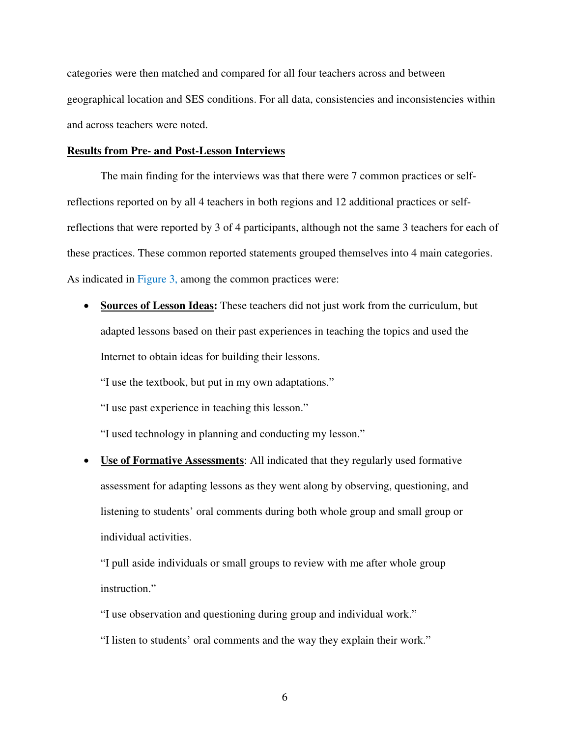categories were then matched and compared for all four teachers across and between geographical location and SES conditions. For all data, consistencies and inconsistencies within and across teachers were noted.

## Results from Pre- and Post-Lesson Interviews

The main finding for the interviews was that there were 7 common practices or self-reflections reported on by all 4 teachers in both regions and 12 additional practices or self-reflections that were reported by 3 of 4 participants, although not the same 3 teachers for each of these practices. These common reported statements grouped themselves into 4 main categories. As indicated in Figure 3, among the common practices were:

- **Sources of Lesson Ideas:** These teachers did not just work from the curriculum, but adapted lessons based on their past experiences in teaching the topics and used the Internet to obtain ideas for building their lessons.

  "I use the textbook, but put in my own adaptations."

  "I use past experience in teaching this lesson."

  "I used technology in planning and conducting my lesson."

- **Use of Formative Assessments**: All indicated that they regularly used formative assessment for adapting lessons as they went along by observing, questioning, and listening to students' oral comments during both whole group and small group or individual activities.

  "I pull aside individuals or small groups to review with me after whole group instruction."

  "I use observation and questioning during group and individual work."

  "I listen to students' oral comments and the way they explain their work."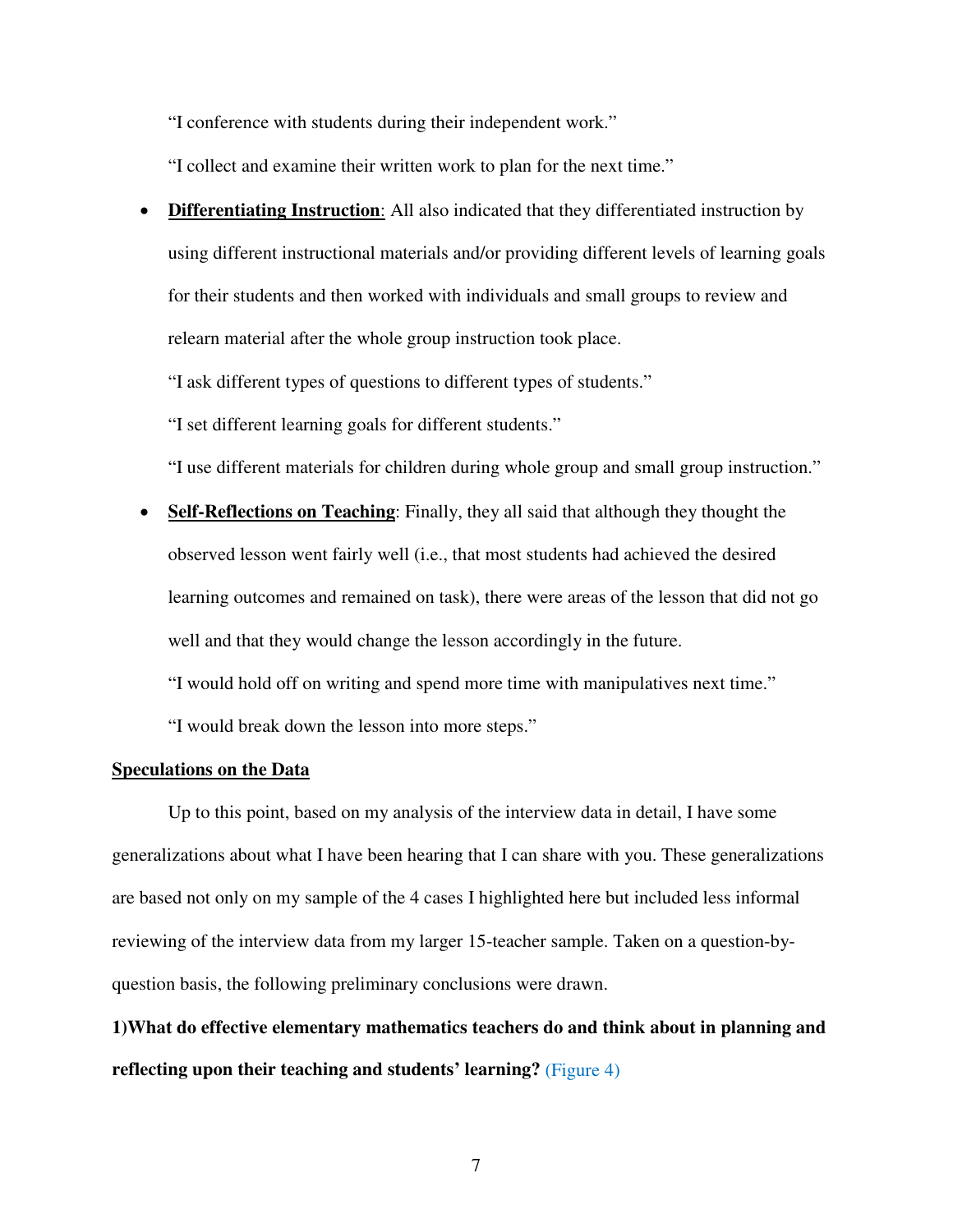"I conference with students during their independent work."

"I collect and examine their written work to plan for the next time."

- **<u>Differentiating Instruction</u>**: All also indicated that they differentiated instruction by using different instructional materials and/or providing different levels of learning goals for their students and then worked with individuals and small groups to review and relearn material after the whole group instruction took place.

  "I ask different types of questions to different types of students."

  "I set different learning goals for different students."

  "I use different materials for children during whole group and small group instruction."

- **<u>Self-Reflections on Teaching</u>**: Finally, they all said that although they thought the observed lesson went fairly well (i.e., that most students had achieved the desired learning outcomes and remained on task), there were areas of the lesson that did not go well and that they would change the lesson accordingly in the future.

  "I would hold off on writing and spend more time with manipulatives next time."

  "I would break down the lesson into more steps."

**<u>Speculations on the Data</u>**

Up to this point, based on my analysis of the interview data in detail, I have some generalizations about what I have been hearing that I can share with you. These generalizations are based not only on my sample of the 4 cases I highlighted here but included less informal reviewing of the interview data from my larger 15-teacher sample. Taken on a question-by-question basis, the following preliminary conclusions were drawn.

**1)What do effective elementary mathematics teachers do and think about in planning and reflecting upon their teaching and students' learning?** (Figure 4)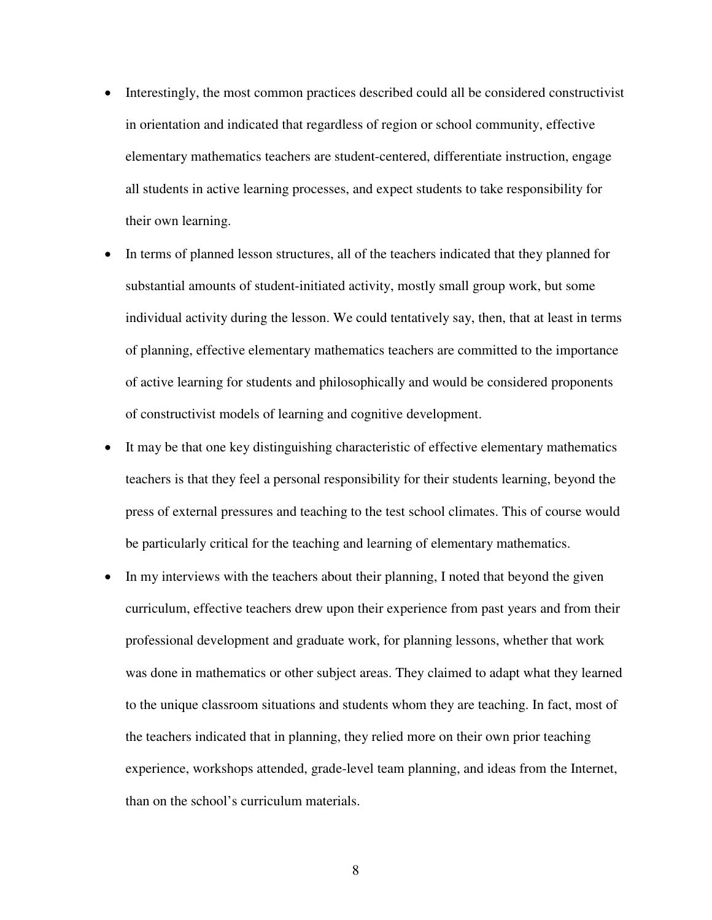- Interestingly, the most common practices described could all be considered constructivist in orientation and indicated that regardless of region or school community, effective elementary mathematics teachers are student-centered, differentiate instruction, engage all students in active learning processes, and expect students to take responsibility for their own learning.
- In terms of planned lesson structures, all of the teachers indicated that they planned for substantial amounts of student-initiated activity, mostly small group work, but some individual activity during the lesson. We could tentatively say, then, that at least in terms of planning, effective elementary mathematics teachers are committed to the importance of active learning for students and philosophically and would be considered proponents of constructivist models of learning and cognitive development.
- It may be that one key distinguishing characteristic of effective elementary mathematics teachers is that they feel a personal responsibility for their students learning, beyond the press of external pressures and teaching to the test school climates. This of course would be particularly critical for the teaching and learning of elementary mathematics.
- In my interviews with the teachers about their planning, I noted that beyond the given curriculum, effective teachers drew upon their experience from past years and from their professional development and graduate work, for planning lessons, whether that work was done in mathematics or other subject areas. They claimed to adapt what they learned to the unique classroom situations and students whom they are teaching. In fact, most of the teachers indicated that in planning, they relied more on their own prior teaching experience, workshops attended, grade-level team planning, and ideas from the Internet, than on the school's curriculum materials.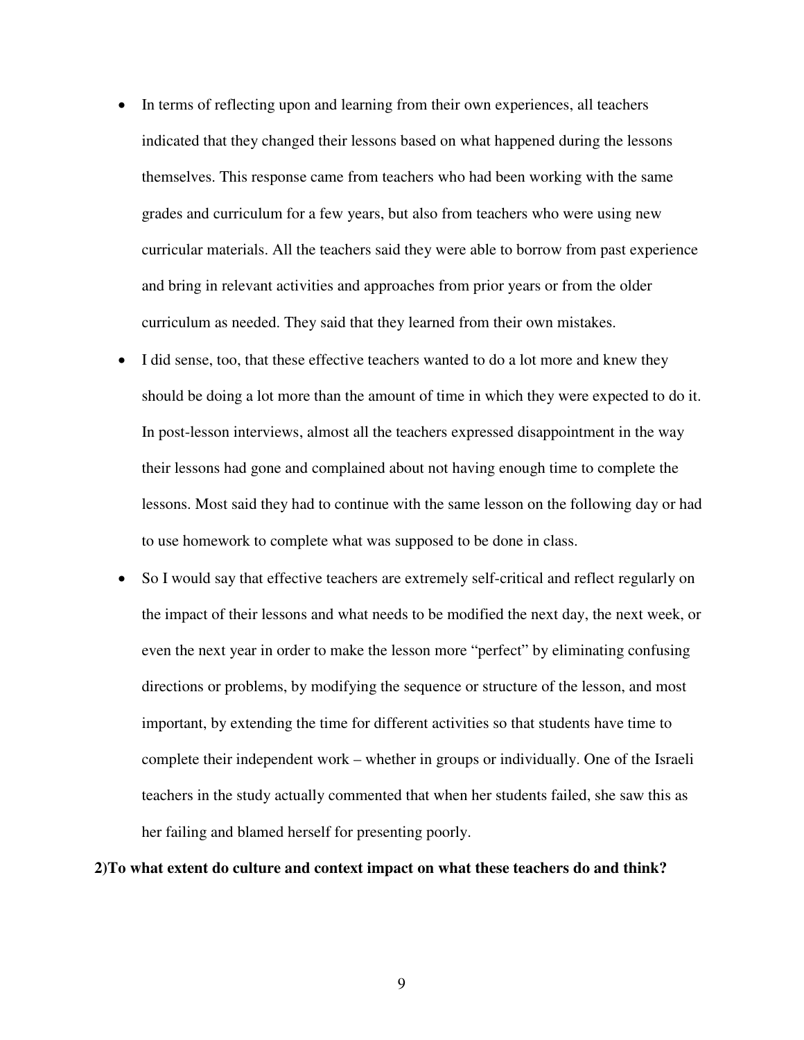- In terms of reflecting upon and learning from their own experiences, all teachers indicated that they changed their lessons based on what happened during the lessons themselves. This response came from teachers who had been working with the same grades and curriculum for a few years, but also from teachers who were using new curricular materials. All the teachers said they were able to borrow from past experience and bring in relevant activities and approaches from prior years or from the older curriculum as needed. They said that they learned from their own mistakes.
- I did sense, too, that these effective teachers wanted to do a lot more and knew they should be doing a lot more than the amount of time in which they were expected to do it. In post-lesson interviews, almost all the teachers expressed disappointment in the way their lessons had gone and complained about not having enough time to complete the lessons. Most said they had to continue with the same lesson on the following day or had to use homework to complete what was supposed to be done in class.
- So I would say that effective teachers are extremely self-critical and reflect regularly on the impact of their lessons and what needs to be modified the next day, the next week, or even the next year in order to make the lesson more "perfect" by eliminating confusing directions or problems, by modifying the sequence or structure of the lesson, and most important, by extending the time for different activities so that students have time to complete their independent work – whether in groups or individually. One of the Israeli teachers in the study actually commented that when her students failed, she saw this as her failing and blamed herself for presenting poorly.

**2)To what extent do culture and context impact on what these teachers do and think?**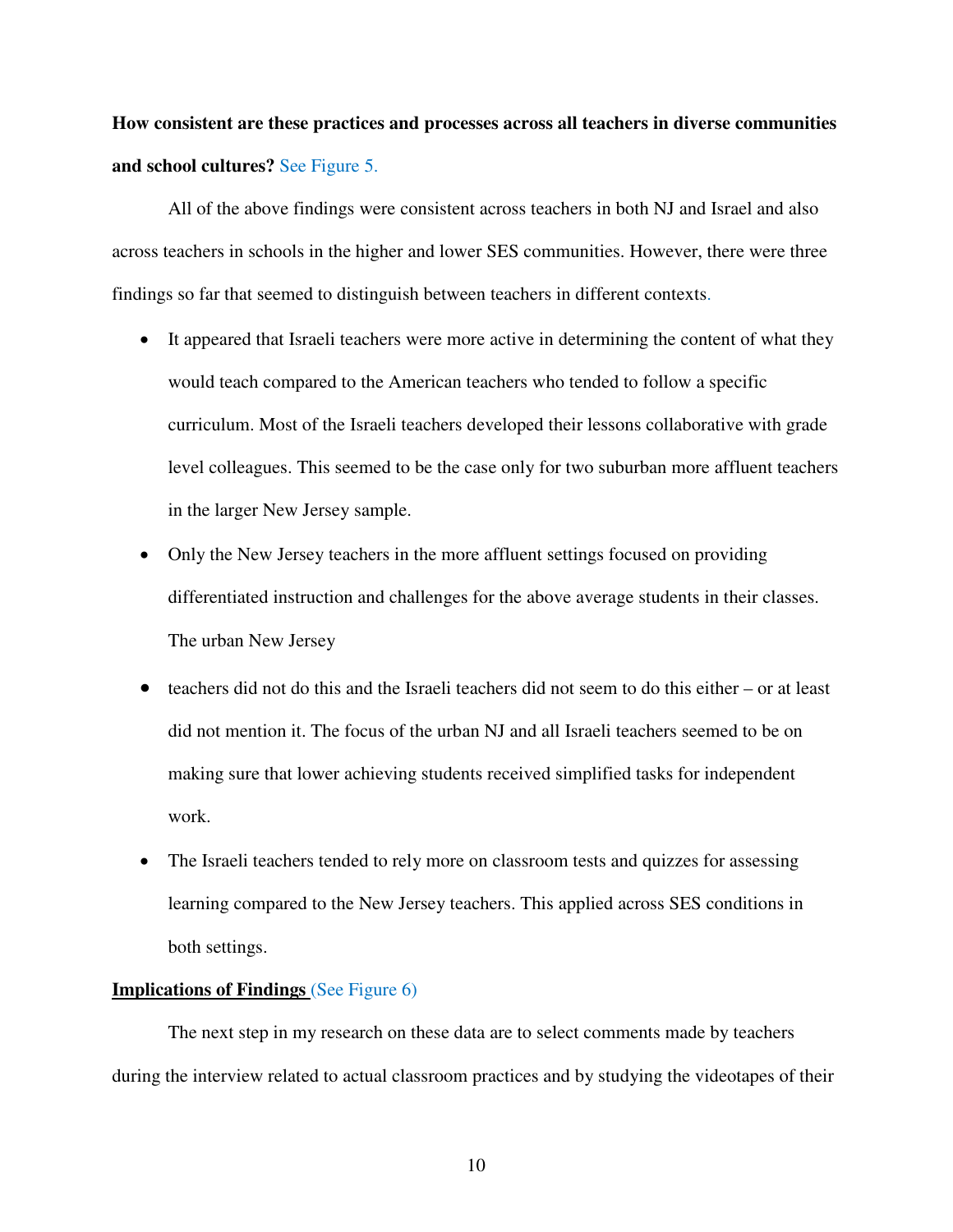**How consistent are these practices and processes across all teachers in diverse communities and school cultures?** See Figure 5.

All of the above findings were consistent across teachers in both NJ and Israel and also across teachers in schools in the higher and lower SES communities. However, there were three findings so far that seemed to distinguish between teachers in different contexts.

- It appeared that Israeli teachers were more active in determining the content of what they would teach compared to the American teachers who tended to follow a specific curriculum. Most of the Israeli teachers developed their lessons collaborative with grade level colleagues. This seemed to be the case only for two suburban more affluent teachers in the larger New Jersey sample.
- Only the New Jersey teachers in the more affluent settings focused on providing differentiated instruction and challenges for the above average students in their classes. The urban New Jersey
- teachers did not do this and the Israeli teachers did not seem to do this either – or at least did not mention it. The focus of the urban NJ and all Israeli teachers seemed to be on making sure that lower achieving students received simplified tasks for independent work.
- The Israeli teachers tended to rely more on classroom tests and quizzes for assessing learning compared to the New Jersey teachers. This applied across SES conditions in both settings.

**Implications of Findings** (See Figure 6)

The next step in my research on these data are to select comments made by teachers during the interview related to actual classroom practices and by studying the videotapes of their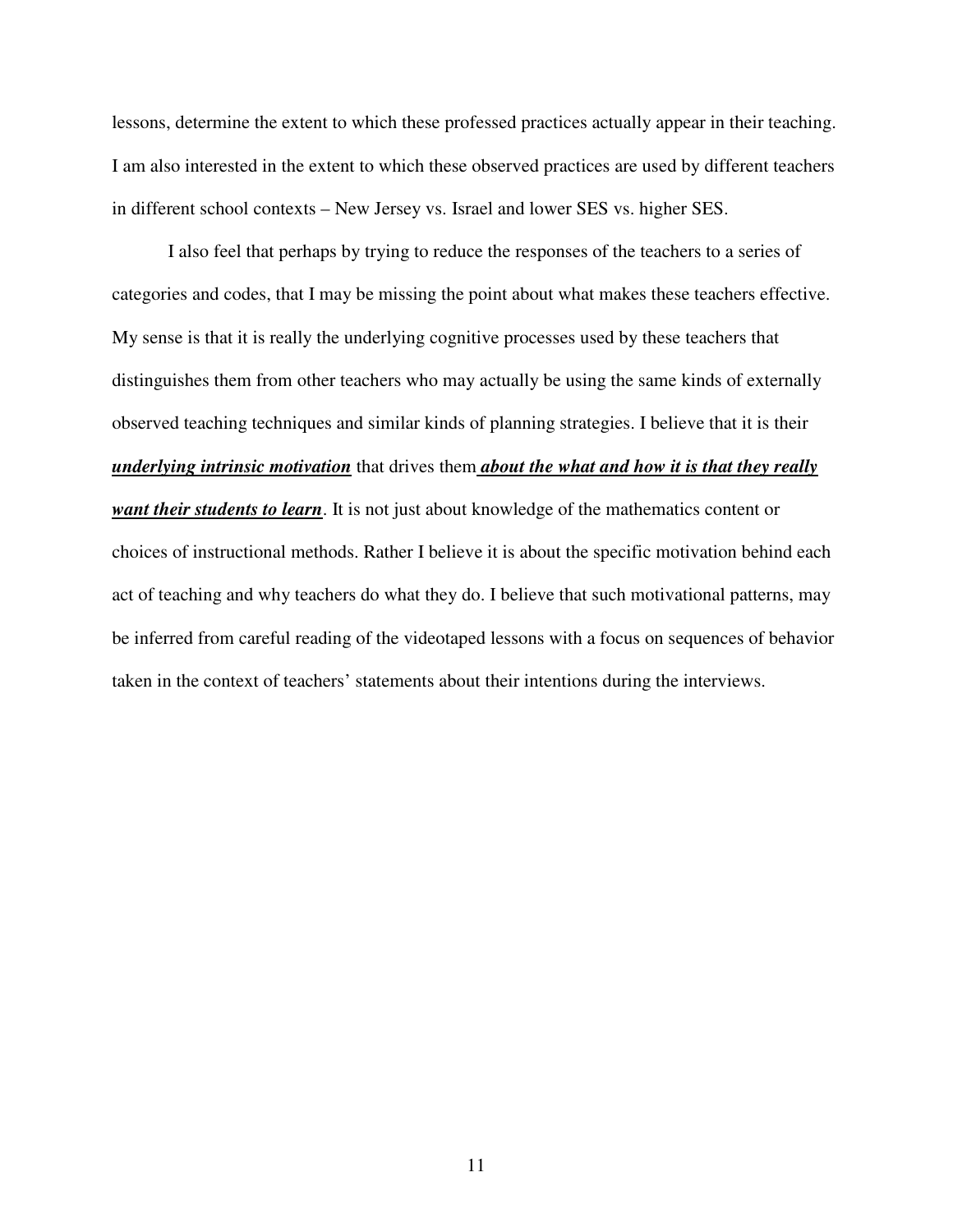lessons, determine the extent to which these professed practices actually appear in their teaching. I am also interested in the extent to which these observed practices are used by different teachers in different school contexts – New Jersey vs. Israel and lower SES vs. higher SES.

I also feel that perhaps by trying to reduce the responses of the teachers to a series of categories and codes, that I may be missing the point about what makes these teachers effective. My sense is that it is really the underlying cognitive processes used by these teachers that distinguishes them from other teachers who may actually be using the same kinds of externally observed teaching techniques and similar kinds of planning strategies. I believe that it is their <u>***underlying intrinsic motivation***</u> that drives them <u>***about the what and how it is that they really want their students to learn***</u>. It is not just about knowledge of the mathematics content or choices of instructional methods. Rather I believe it is about the specific motivation behind each act of teaching and why teachers do what they do. I believe that such motivational patterns, may be inferred from careful reading of the videotaped lessons with a focus on sequences of behavior taken in the context of teachers' statements about their intentions during the interviews.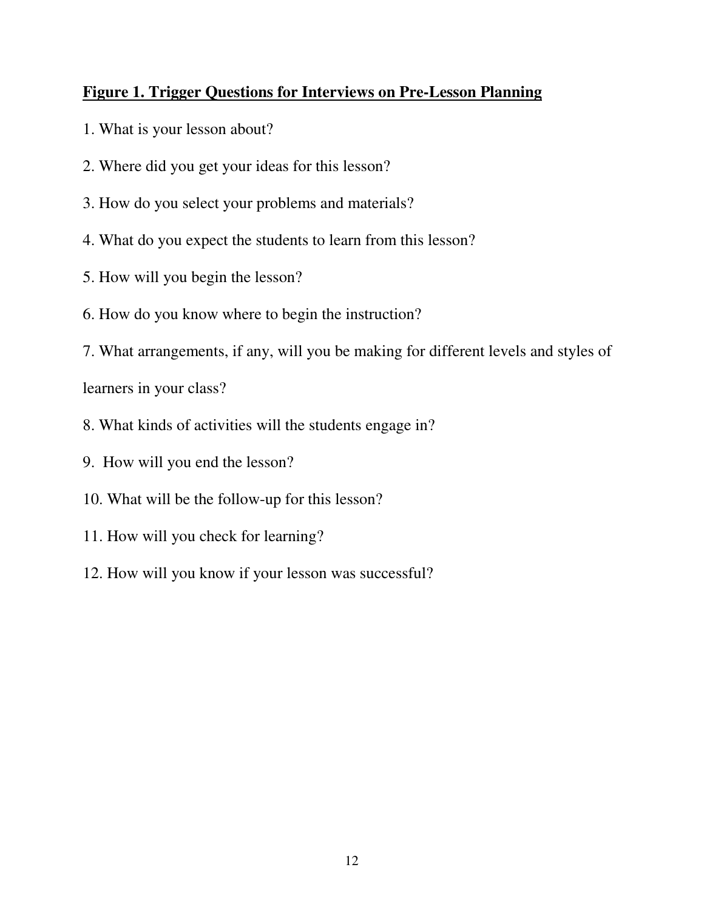**Figure 1. Trigger Questions for Interviews on Pre-Lesson Planning**

1. What is your lesson about?
2. Where did you get your ideas for this lesson?
3. How do you select your problems and materials?
4. What do you expect the students to learn from this lesson?
5. How will you begin the lesson?
6. How do you know where to begin the instruction?
7. What arrangements, if any, will you be making for different levels and styles of learners in your class?
8. What kinds of activities will the students engage in?
9. How will you end the lesson?
10. What will be the follow-up for this lesson?
11. How will you check for learning?
12. How will you know if your lesson was successful?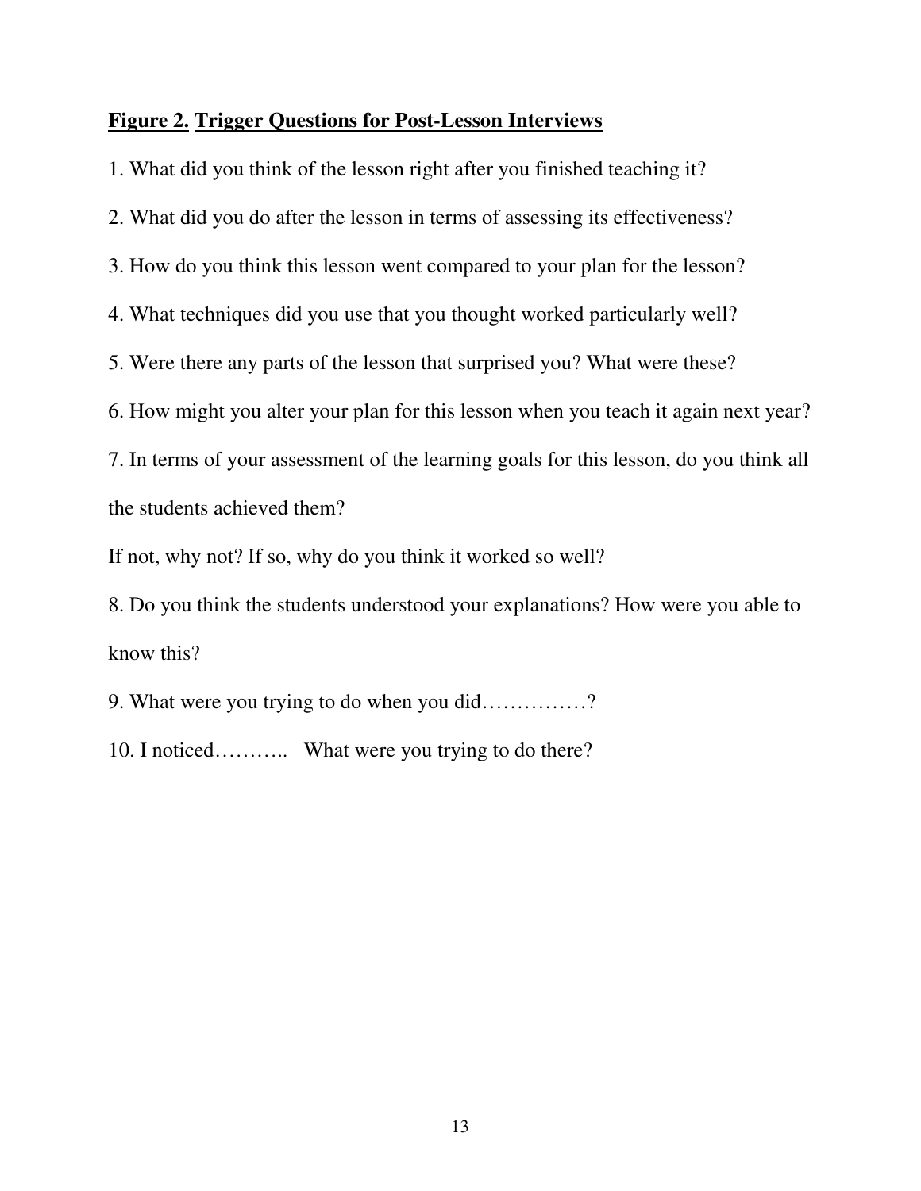**Figure 2. Trigger Questions for Post-Lesson Interviews**

1. What did you think of the lesson right after you finished teaching it?

2. What did you do after the lesson in terms of assessing its effectiveness?

3. How do you think this lesson went compared to your plan for the lesson?

4. What techniques did you use that you thought worked particularly well?

5. Were there any parts of the lesson that surprised you? What were these?

6. How might you alter your plan for this lesson when you teach it again next year?

7. In terms of your assessment of the learning goals for this lesson, do you think all the students achieved them?

If not, why not? If so, why do you think it worked so well?

8. Do you think the students understood your explanations? How were you able to know this?

9. What were you trying to do when you did……………?

10. I noticed……….. What were you trying to do there?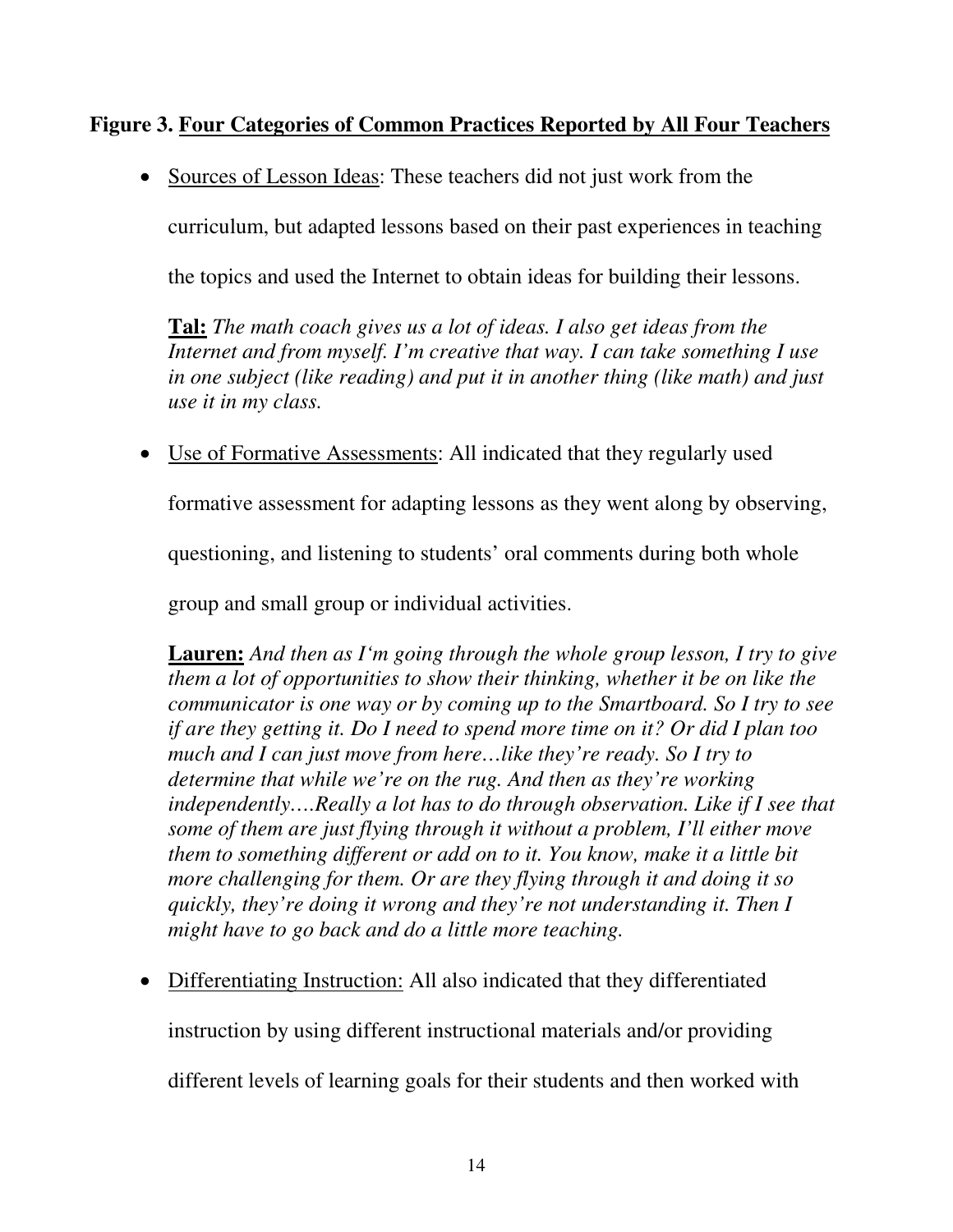**Figure 3. Four Categories of Common Practices Reported by All Four Teachers**

- Sources of Lesson Ideas: These teachers did not just work from the curriculum, but adapted lessons based on their past experiences in teaching the topics and used the Internet to obtain ideas for building their lessons.

  **Tal:** *The math coach gives us a lot of ideas. I also get ideas from the Internet and from myself. I'm creative that way. I can take something I use in one subject (like reading) and put it in another thing (like math) and just use it in my class.*

- Use of Formative Assessments: All indicated that they regularly used formative assessment for adapting lessons as they went along by observing, questioning, and listening to students' oral comments during both whole group and small group or individual activities.

  **Lauren:** *And then as I'm going through the whole group lesson, I try to give them a lot of opportunities to show their thinking, whether it be on like the communicator is one way or by coming up to the Smartboard. So I try to see if are they getting it. Do I need to spend more time on it? Or did I plan too much and I can just move from here…like they're ready. So I try to determine that while we're on the rug. And then as they're working independently….Really a lot has to do through observation. Like if I see that some of them are just flying through it without a problem, I'll either move them to something different or add on to it. You know, make it a little bit more challenging for them. Or are they flying through it and doing it so quickly, they're doing it wrong and they're not understanding it. Then I might have to go back and do a little more teaching.*

- Differentiating Instruction: All also indicated that they differentiated instruction by using different instructional materials and/or providing different levels of learning goals for their students and then worked with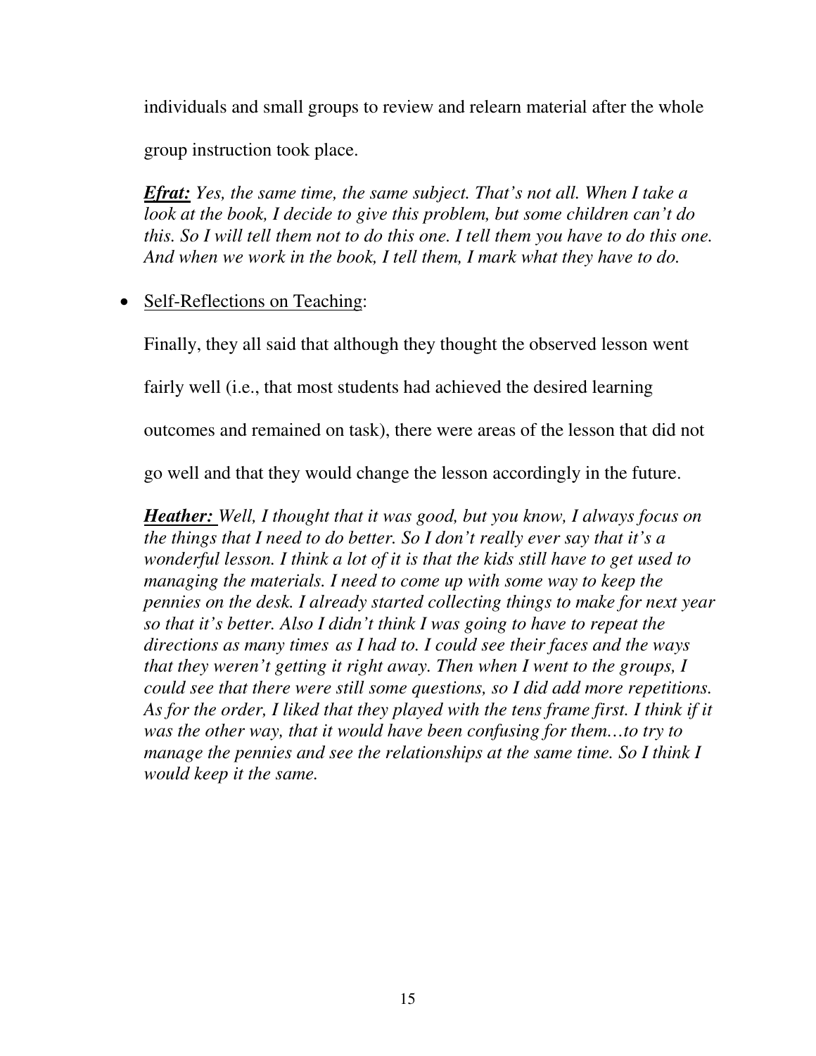individuals and small groups to review and relearn material after the whole group instruction took place.

***Efrat:*** *Yes, the same time, the same subject. That's not all. When I take a look at the book, I decide to give this problem, but some children can't do this. So I will tell them not to do this one. I tell them you have to do this one. And when we work in the book, I tell them, I mark what they have to do.*

- Self-Reflections on Teaching:

Finally, they all said that although they thought the observed lesson went fairly well (i.e., that most students had achieved the desired learning outcomes and remained on task), there were areas of the lesson that did not go well and that they would change the lesson accordingly in the future.

***Heather:*** *Well, I thought that it was good, but you know, I always focus on the things that I need to do better. So I don't really ever say that it's a wonderful lesson. I think a lot of it is that the kids still have to get used to managing the materials. I need to come up with some way to keep the pennies on the desk. I already started collecting things to make for next year so that it's better. Also I didn't think I was going to have to repeat the directions as many times as I had to. I could see their faces and the ways that they weren't getting it right away. Then when I went to the groups, I could see that there were still some questions, so I did add more repetitions. As for the order, I liked that they played with the tens frame first. I think if it was the other way, that it would have been confusing for them…to try to manage the pennies and see the relationships at the same time. So I think I would keep it the same.*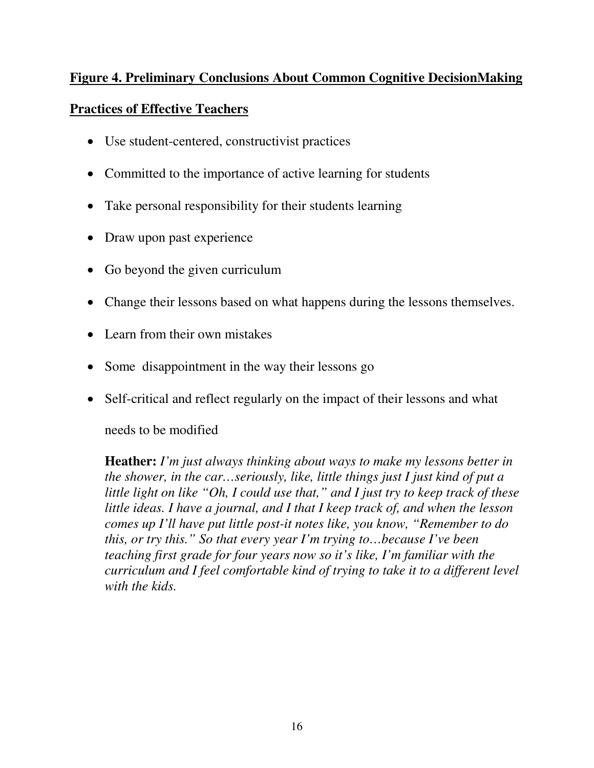**Figure 4. Preliminary Conclusions About Common Cognitive DecisionMaking Practices of Effective Teachers**

- Use student-centered, constructivist practices
- Committed to the importance of active learning for students
- Take personal responsibility for their students learning
- Draw upon past experience
- Go beyond the given curriculum
- Change their lessons based on what happens during the lessons themselves.
- Learn from their own mistakes
- Some disappointment in the way their lessons go
- Self-critical and reflect regularly on the impact of their lessons and what needs to be modified

  **Heather:** *I'm just always thinking about ways to make my lessons better in the shower, in the car…seriously, like, little things just I just kind of put a little light on like "Oh, I could use that," and I just try to keep track of these little ideas. I have a journal, and I that I keep track of, and when the lesson comes up I'll have put little post-it notes like, you know, "Remember to do this, or try this." So that every year I'm trying to…because I've been teaching first grade for four years now so it's like, I'm familiar with the curriculum and I feel comfortable kind of trying to take it to a different level with the kids.*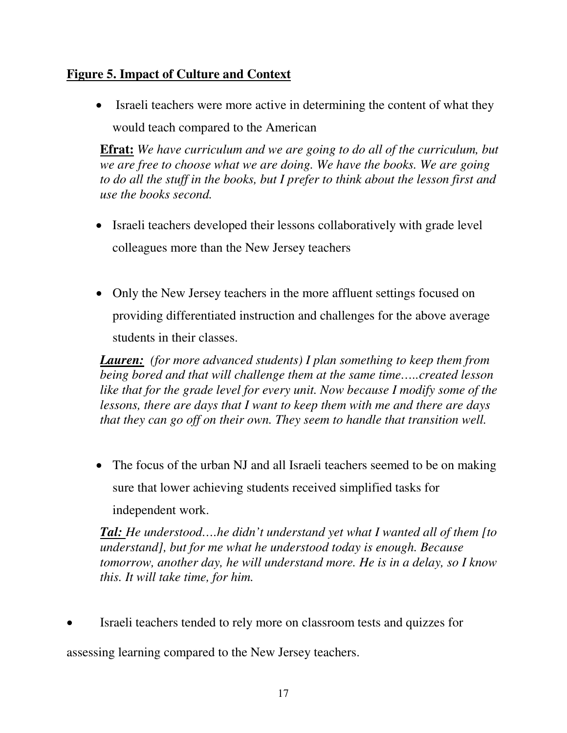**Figure 5. Impact of Culture and Context**

- Israeli teachers were more active in determining the content of what they would teach compared to the American

**Efrat:** *We have curriculum and we are going to do all of the curriculum, but we are free to choose what we are doing. We have the books. We are going to do all the stuff in the books, but I prefer to think about the lesson first and use the books second.*

- Israeli teachers developed their lessons collaboratively with grade level colleagues more than the New Jersey teachers

- Only the New Jersey teachers in the more affluent settings focused on providing differentiated instruction and challenges for the above average students in their classes.

***Lauren:*** *(for more advanced students) I plan something to keep them from being bored and that will challenge them at the same time…..created lesson like that for the grade level for every unit. Now because I modify some of the lessons, there are days that I want to keep them with me and there are days that they can go off on their own. They seem to handle that transition well.*

- The focus of the urban NJ and all Israeli teachers seemed to be on making sure that lower achieving students received simplified tasks for independent work.

***Tal:*** *He understood….he didn't understand yet what I wanted all of them [to understand], but for me what he understood today is enough. Because tomorrow, another day, he will understand more. He is in a delay, so I know this. It will take time, for him.*

- Israeli teachers tended to rely more on classroom tests and quizzes for assessing learning compared to the New Jersey teachers.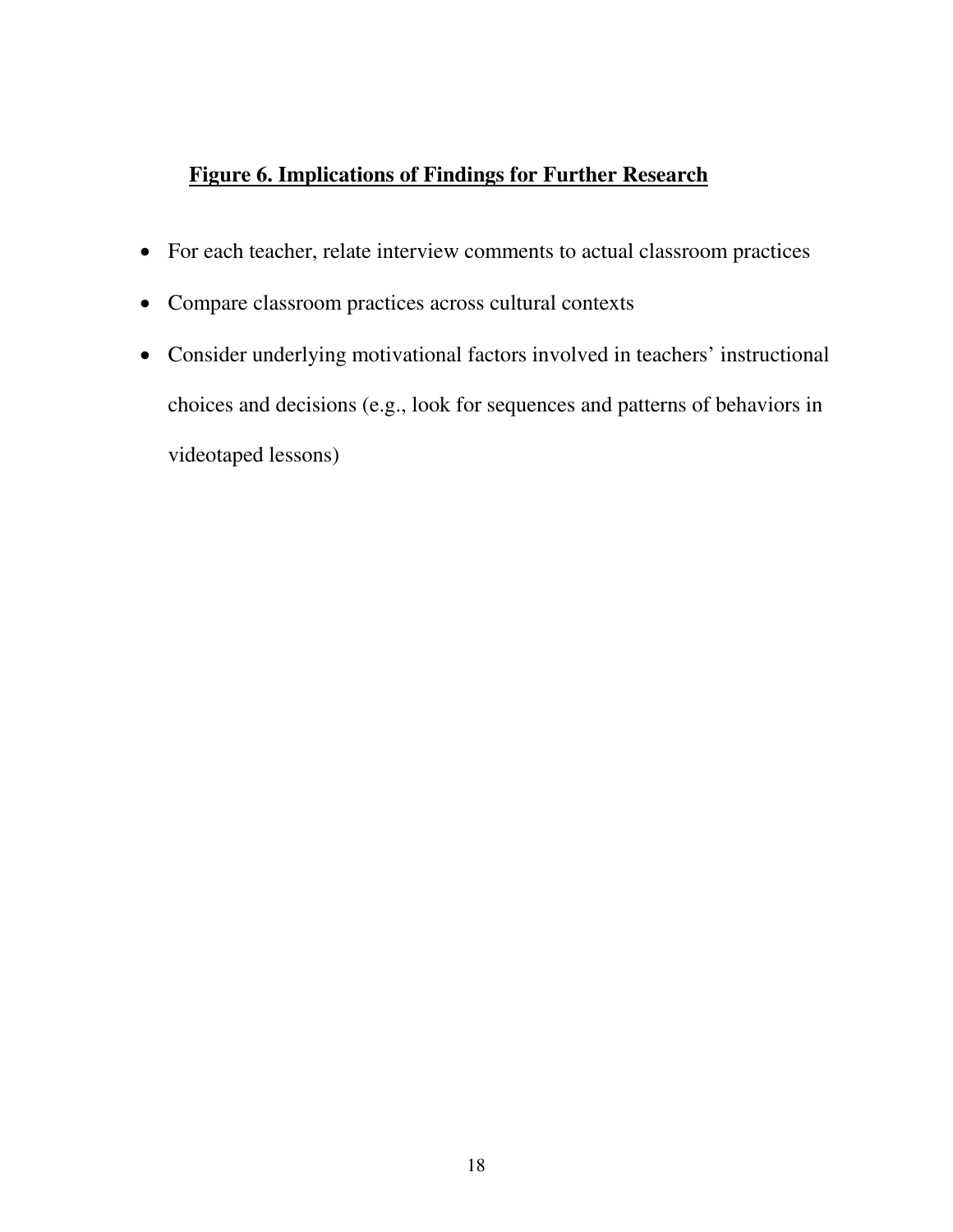**Figure 6. Implications of Findings for Further Research**

- For each teacher, relate interview comments to actual classroom practices
- Compare classroom practices across cultural contexts
- Consider underlying motivational factors involved in teachers' instructional choices and decisions (e.g., look for sequences and patterns of behaviors in videotaped lessons)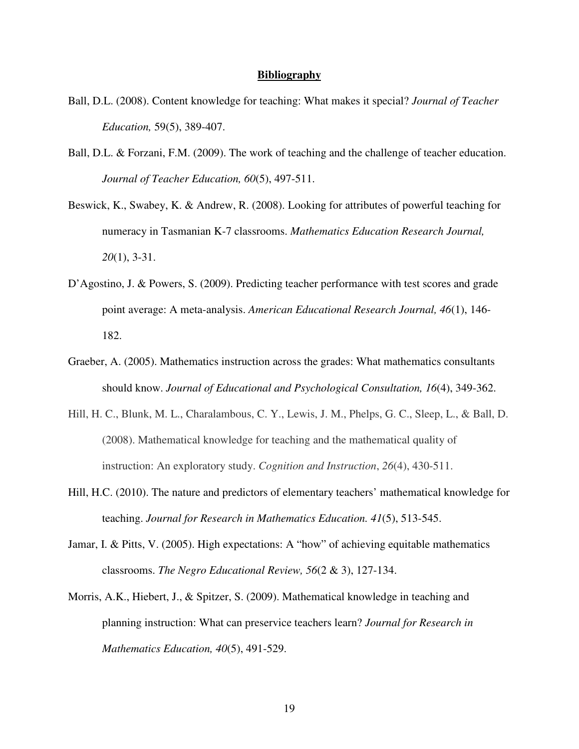## **Bibliography**

Ball, D.L. (2008). Content knowledge for teaching: What makes it special? *Journal of Teacher Education,* 59(5), 389-407.

Ball, D.L. & Forzani, F.M. (2009). The work of teaching and the challenge of teacher education. *Journal of Teacher Education, 60*(5), 497-511.

Beswick, K., Swabey, K. & Andrew, R. (2008). Looking for attributes of powerful teaching for numeracy in Tasmanian K-7 classrooms. *Mathematics Education Research Journal, 20*(1), 3-31.

D'Agostino, J. & Powers, S. (2009). Predicting teacher performance with test scores and grade point average: A meta-analysis. *American Educational Research Journal, 46*(1), 146-182.

Graeber, A. (2005). Mathematics instruction across the grades: What mathematics consultants should know. *Journal of Educational and Psychological Consultation, 16*(4), 349-362.

Hill, H. C., Blunk, M. L., Charalambous, C. Y., Lewis, J. M., Phelps, G. C., Sleep, L., & Ball, D. (2008). Mathematical knowledge for teaching and the mathematical quality of instruction: An exploratory study. *Cognition and Instruction*, *26*(4), 430-511.

Hill, H.C. (2010). The nature and predictors of elementary teachers' mathematical knowledge for teaching. *Journal for Research in Mathematics Education. 41*(5), 513-545.

Jamar, I. & Pitts, V. (2005). High expectations: A "how" of achieving equitable mathematics classrooms. *The Negro Educational Review, 56*(2 & 3), 127-134.

Morris, A.K., Hiebert, J., & Spitzer, S. (2009). Mathematical knowledge in teaching and planning instruction: What can preservice teachers learn? *Journal for Research in Mathematics Education, 40*(5), 491-529.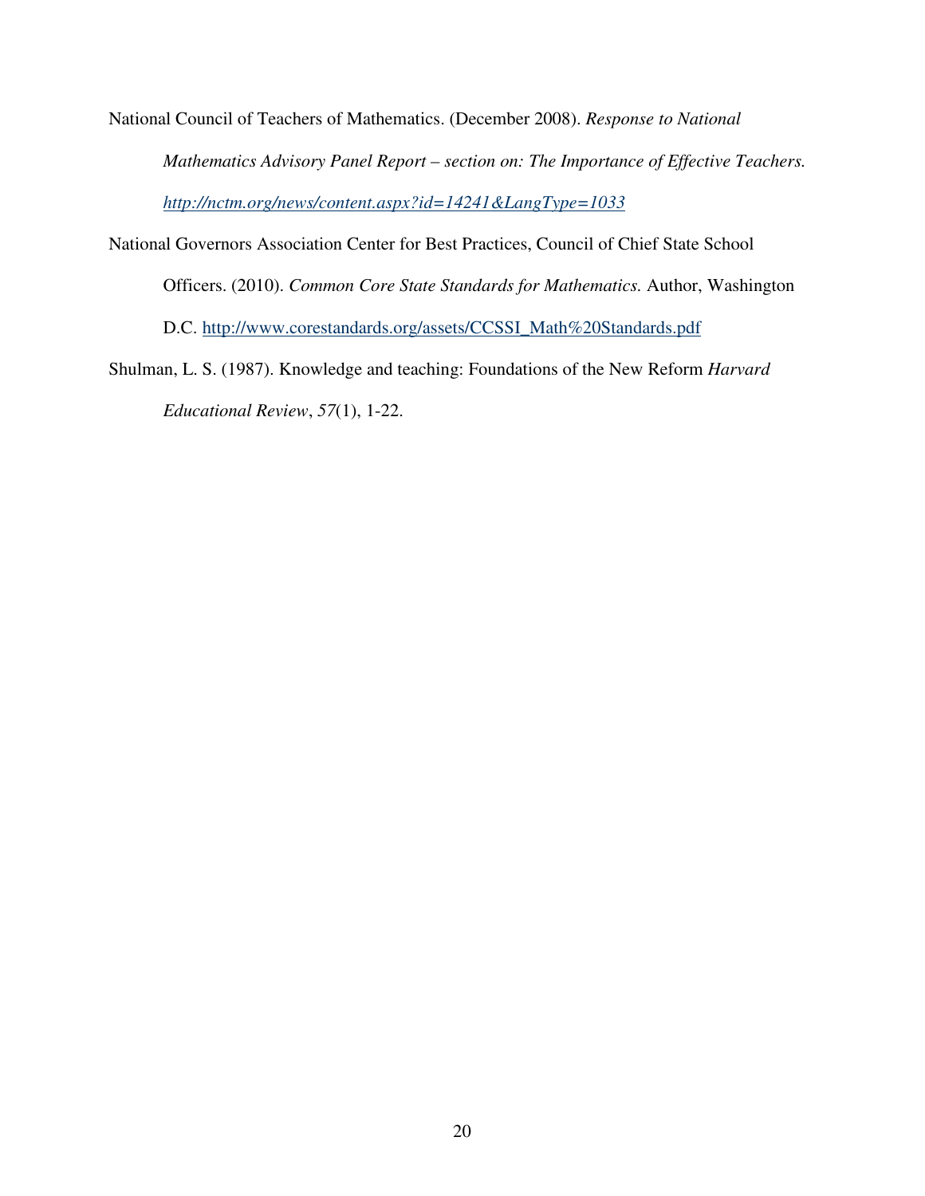National Council of Teachers of Mathematics. (December 2008). *Response to National Mathematics Advisory Panel Report – section on: The Importance of Effective Teachers.* *http://nctm.org/news/content.aspx?id=14241&LangType=1033*

National Governors Association Center for Best Practices, Council of Chief State School Officers. (2010). *Common Core State Standards for Mathematics.* Author, Washington D.C. http://www.corestandards.org/assets/CCSSI_Math%20Standards.pdf

Shulman, L. S. (1987). Knowledge and teaching: Foundations of the New Reform *Harvard Educational Review*, *57*(1), 1-22.